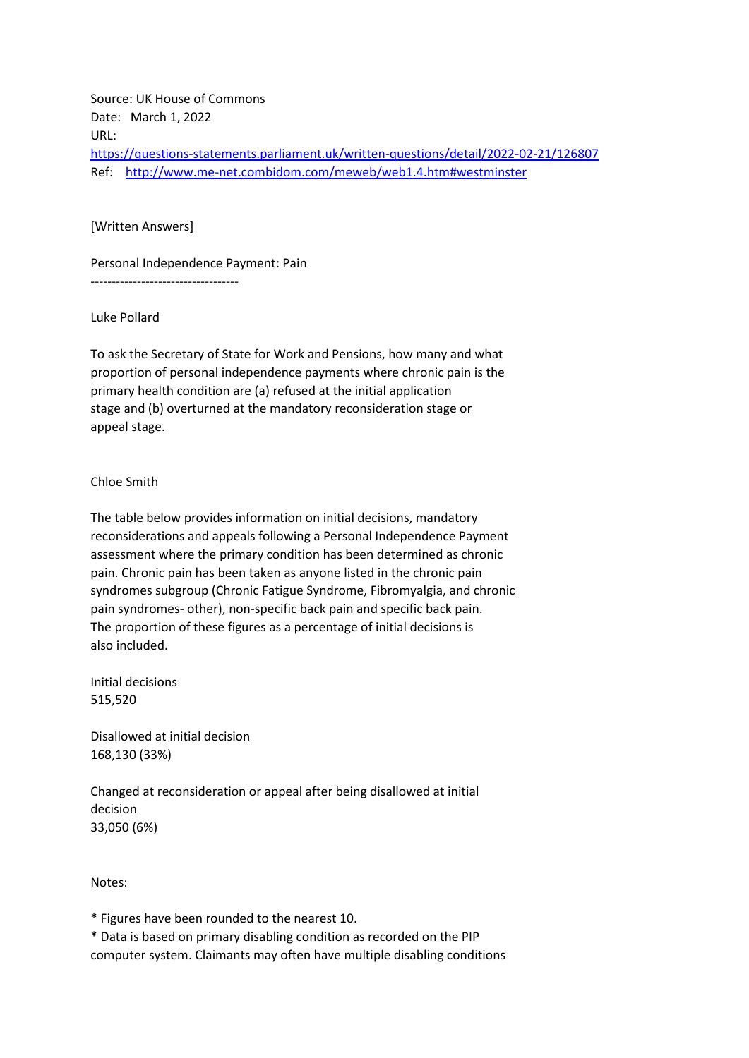Source: UK House of Commons
Date: March 1, 2022
URL:
https://questions-statements.parliament.uk/written-questions/detail/2022-02-21/126807
Ref: http://www.me-net.combidom.com/meweb/web1.4.htm#westminster

[Written Answers]

Personal Independence Payment: Pain

----------------------------------

Luke Pollard

To ask the Secretary of State for Work and Pensions, how many and what proportion of personal independence payments where chronic pain is the primary health condition are (a) refused at the initial application stage and (b) overturned at the mandatory reconsideration stage or appeal stage.

Chloe Smith

The table below provides information on initial decisions, mandatory reconsiderations and appeals following a Personal Independence Payment assessment where the primary condition has been determined as chronic pain. Chronic pain has been taken as anyone listed in the chronic pain syndromes subgroup (Chronic Fatigue Syndrome, Fibromyalgia, and chronic pain syndromes- other), non-specific back pain and specific back pain. The proportion of these figures as a percentage of initial decisions is also included.

Initial decisions
515,520

Disallowed at initial decision
168,130 (33%)

Changed at reconsideration or appeal after being disallowed at initial decision
33,050 (6%)

Notes:

* Figures have been rounded to the nearest 10.
* Data is based on primary disabling condition as recorded on the PIP computer system. Claimants may often have multiple disabling conditions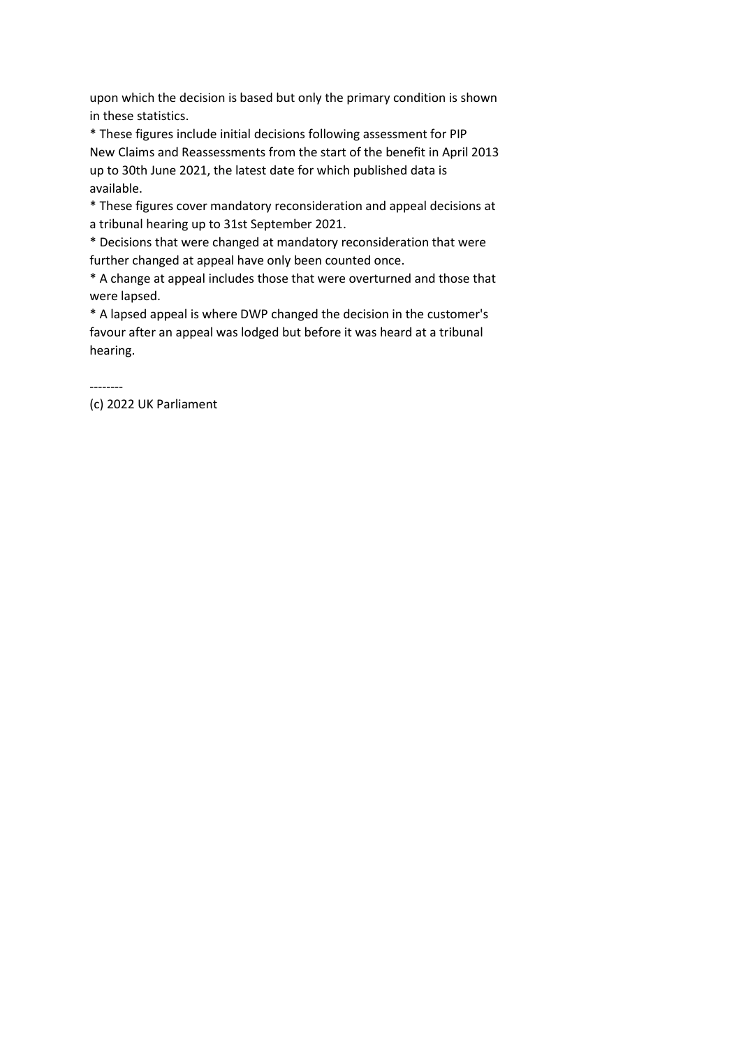upon which the decision is based but only the primary condition is shown in these statistics.

* These figures include initial decisions following assessment for PIP New Claims and Reassessments from the start of the benefit in April 2013 up to 30th June 2021, the latest date for which published data is available.
* These figures cover mandatory reconsideration and appeal decisions at a tribunal hearing up to 31st September 2021.
* Decisions that were changed at mandatory reconsideration that were further changed at appeal have only been counted once.
* A change at appeal includes those that were overturned and those that were lapsed.
* A lapsed appeal is where DWP changed the decision in the customer's favour after an appeal was lodged but before it was heard at a tribunal hearing.

--------

(c) 2022 UK Parliament